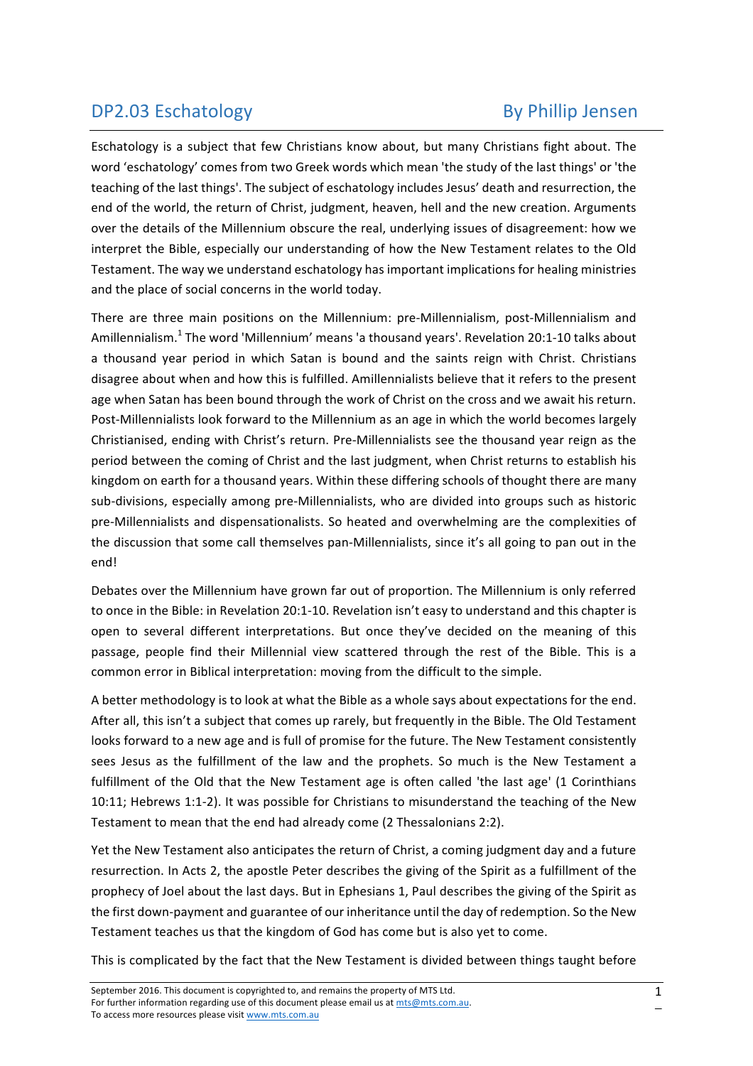# DP2.03 Eschatology

By Phillip Jensen

Eschatology is a subject that few Christians know about, but many Christians fight about. The word 'eschatology' comes from two Greek words which mean 'the study of the last things' or 'the teaching of the last things'. The subject of eschatology includes Jesus' death and resurrection, the end of the world, the return of Christ, judgment, heaven, hell and the new creation. Arguments over the details of the Millennium obscure the real, underlying issues of disagreement: how we interpret the Bible, especially our understanding of how the New Testament relates to the Old Testament. The way we understand eschatology has important implications for healing ministries and the place of social concerns in the world today.

There are three main positions on the Millennium: pre-Millennialism, post-Millennialism and Amillennialism.[1] The word 'Millennium' means 'a thousand years'. Revelation 20:1-10 talks about a thousand year period in which Satan is bound and the saints reign with Christ. Christians disagree about when and how this is fulfilled. Amillennialists believe that it refers to the present age when Satan has been bound through the work of Christ on the cross and we await his return. Post-Millennialists look forward to the Millennium as an age in which the world becomes largely Christianised, ending with Christ's return. Pre-Millennialists see the thousand year reign as the period between the coming of Christ and the last judgment, when Christ returns to establish his kingdom on earth for a thousand years. Within these differing schools of thought there are many sub-divisions, especially among pre-Millennialists, who are divided into groups such as historic pre-Millennialists and dispensationalists. So heated and overwhelming are the complexities of the discussion that some call themselves pan-Millennialists, since it's all going to pan out in the end!

Debates over the Millennium have grown far out of proportion. The Millennium is only referred to once in the Bible: in Revelation 20:1-10. Revelation isn't easy to understand and this chapter is open to several different interpretations. But once they've decided on the meaning of this passage, people find their Millennial view scattered through the rest of the Bible. This is a common error in Biblical interpretation: moving from the difficult to the simple.

A better methodology is to look at what the Bible as a whole says about expectations for the end. After all, this isn't a subject that comes up rarely, but frequently in the Bible. The Old Testament looks forward to a new age and is full of promise for the future. The New Testament consistently sees Jesus as the fulfillment of the law and the prophets. So much is the New Testament a fulfillment of the Old that the New Testament age is often called 'the last age' (1 Corinthians 10:11; Hebrews 1:1-2). It was possible for Christians to misunderstand the teaching of the New Testament to mean that the end had already come (2 Thessalonians 2:2).

Yet the New Testament also anticipates the return of Christ, a coming judgment day and a future resurrection. In Acts 2, the apostle Peter describes the giving of the Spirit as a fulfillment of the prophecy of Joel about the last days. But in Ephesians 1, Paul describes the giving of the Spirit as the first down-payment and guarantee of our inheritance until the day of redemption. So the New Testament teaches us that the kingdom of God has come but is also yet to come.

This is complicated by the fact that the New Testament is divided between things taught before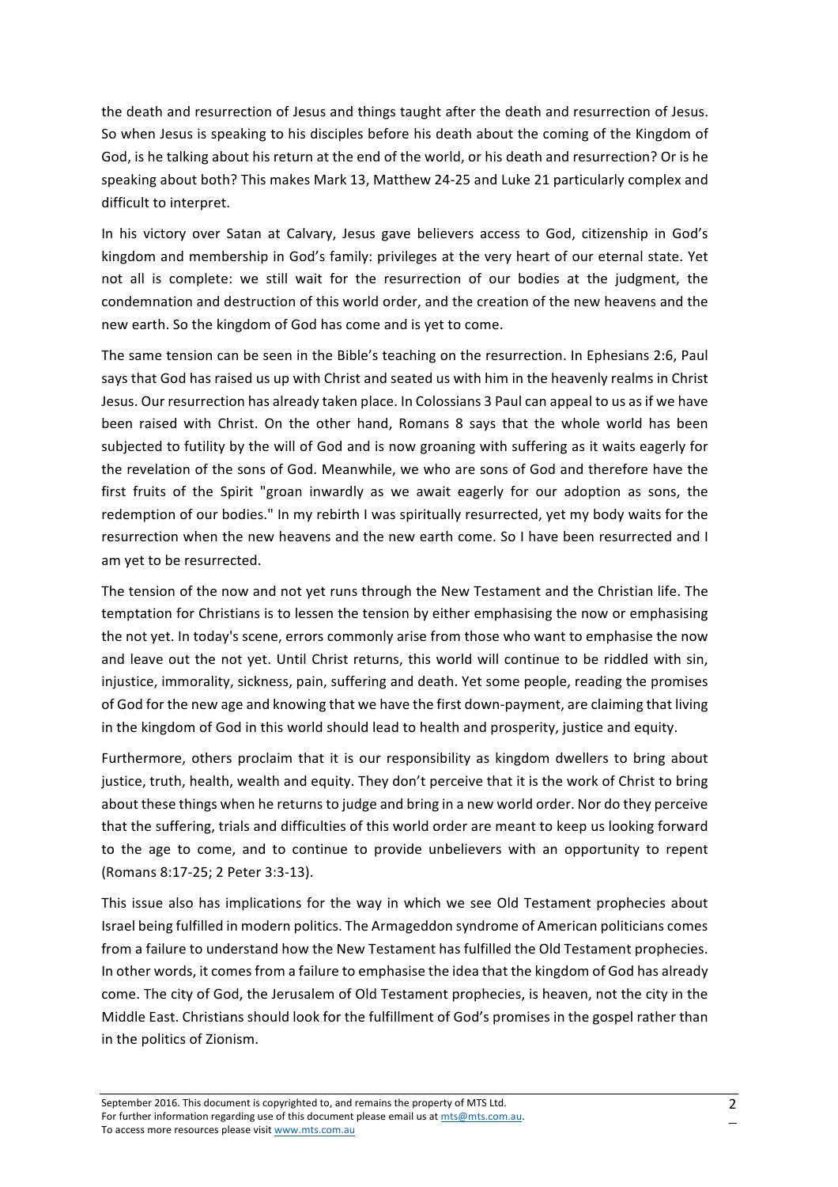the death and resurrection of Jesus and things taught after the death and resurrection of Jesus. So when Jesus is speaking to his disciples before his death about the coming of the Kingdom of God, is he talking about his return at the end of the world, or his death and resurrection? Or is he speaking about both? This makes Mark 13, Matthew 24-25 and Luke 21 particularly complex and difficult to interpret.

In his victory over Satan at Calvary, Jesus gave believers access to God, citizenship in God's kingdom and membership in God's family: privileges at the very heart of our eternal state. Yet not all is complete: we still wait for the resurrection of our bodies at the judgment, the condemnation and destruction of this world order, and the creation of the new heavens and the new earth. So the kingdom of God has come and is yet to come.

The same tension can be seen in the Bible's teaching on the resurrection. In Ephesians 2:6, Paul says that God has raised us up with Christ and seated us with him in the heavenly realms in Christ Jesus. Our resurrection has already taken place. In Colossians 3 Paul can appeal to us as if we have been raised with Christ. On the other hand, Romans 8 says that the whole world has been subjected to futility by the will of God and is now groaning with suffering as it waits eagerly for the revelation of the sons of God. Meanwhile, we who are sons of God and therefore have the first fruits of the Spirit "groan inwardly as we await eagerly for our adoption as sons, the redemption of our bodies." In my rebirth I was spiritually resurrected, yet my body waits for the resurrection when the new heavens and the new earth come. So I have been resurrected and I am yet to be resurrected.

The tension of the now and not yet runs through the New Testament and the Christian life. The temptation for Christians is to lessen the tension by either emphasising the now or emphasising the not yet. In today's scene, errors commonly arise from those who want to emphasise the now and leave out the not yet. Until Christ returns, this world will continue to be riddled with sin, injustice, immorality, sickness, pain, suffering and death. Yet some people, reading the promises of God for the new age and knowing that we have the first down-payment, are claiming that living in the kingdom of God in this world should lead to health and prosperity, justice and equity.

Furthermore, others proclaim that it is our responsibility as kingdom dwellers to bring about justice, truth, health, wealth and equity. They don't perceive that it is the work of Christ to bring about these things when he returns to judge and bring in a new world order. Nor do they perceive that the suffering, trials and difficulties of this world order are meant to keep us looking forward to the age to come, and to continue to provide unbelievers with an opportunity to repent (Romans 8:17-25; 2 Peter 3:3-13).

This issue also has implications for the way in which we see Old Testament prophecies about Israel being fulfilled in modern politics. The Armageddon syndrome of American politicians comes from a failure to understand how the New Testament has fulfilled the Old Testament prophecies. In other words, it comes from a failure to emphasise the idea that the kingdom of God has already come. The city of God, the Jerusalem of Old Testament prophecies, is heaven, not the city in the Middle East. Christians should look for the fulfillment of God's promises in the gospel rather than in the politics of Zionism.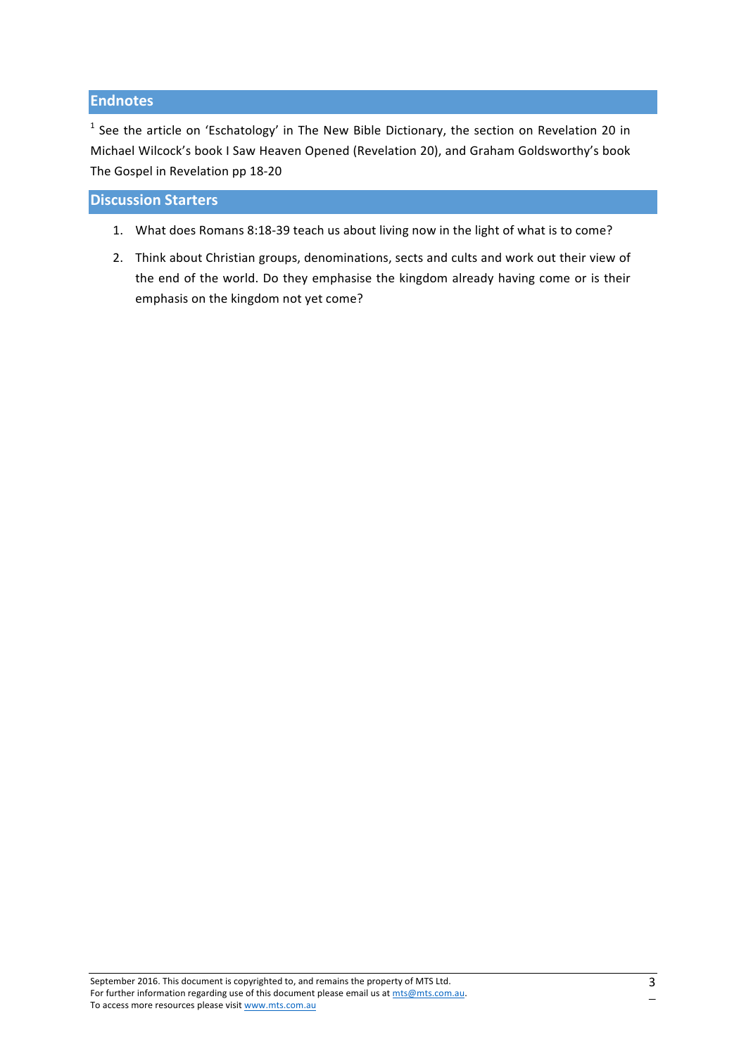## Endnotes

[1] See the article on 'Eschatology' in The New Bible Dictionary, the section on Revelation 20 in Michael Wilcock's book I Saw Heaven Opened (Revelation 20), and Graham Goldsworthy's book The Gospel in Revelation pp 18-20

## Discussion Starters

1. What does Romans 8:18-39 teach us about living now in the light of what is to come?
2. Think about Christian groups, denominations, sects and cults and work out their view of the end of the world. Do they emphasise the kingdom already having come or is their emphasis on the kingdom not yet come?